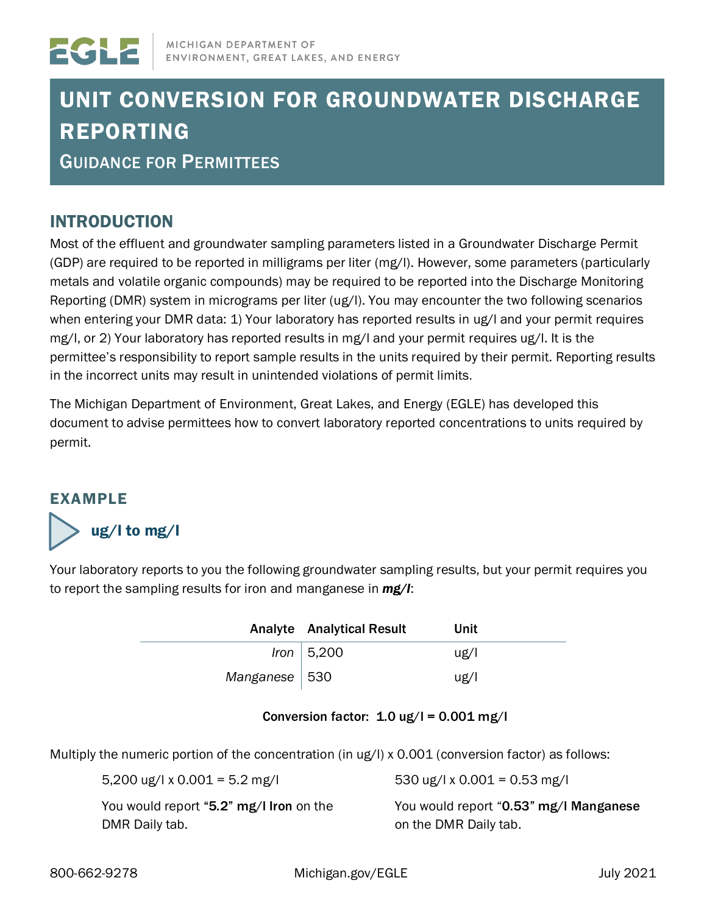MICHIGAN DEPARTMENT OF ENVIRONMENT, GREAT LAKES, AND ENERGY

# UNIT CONVERSION FOR GROUNDWATER DISCHARGE REPORTING

## GUIDANCE FOR PERMITTEES

## INTRODUCTION

Most of the effluent and groundwater sampling parameters listed in a Groundwater Discharge Permit (GDP) are required to be reported in milligrams per liter (mg/l). However, some parameters (particularly metals and volatile organic compounds) may be required to be reported into the Discharge Monitoring Reporting (DMR) system in micrograms per liter (ug/l). You may encounter the two following scenarios when entering your DMR data: 1) Your laboratory has reported results in ug/l and your permit requires mg/l, or 2) Your laboratory has reported results in mg/l and your permit requires ug/l. It is the permittee's responsibility to report sample results in the units required by their permit. Reporting results in the incorrect units may result in unintended violations of permit limits.

The Michigan Department of Environment, Great Lakes, and Energy (EGLE) has developed this document to advise permittees how to convert laboratory reported concentrations to units required by permit.

## EXAMPLE

### ug/l to mg/l

Your laboratory reports to you the following groundwater sampling results, but your permit requires you to report the sampling results for iron and manganese in ***mg/l***:

| Analyte | Analytical Result | Unit |
|---|---|---|
| *Iron* | 5,200 | ug/l |
| *Manganese* | 530 | ug/l |

**Conversion factor: 1.0 ug/l = 0.001 mg/l**

Multiply the numeric portion of the concentration (in ug/l) x 0.001 (conversion factor) as follows:

5,200 ug/l x 0.001 = 5.2 mg/l

You would report "**5.2**" **mg/l Iron** on the DMR Daily tab.

530 ug/l x 0.001 = 0.53 mg/l

You would report "**0.53**" **mg/l Manganese** on the DMR Daily tab.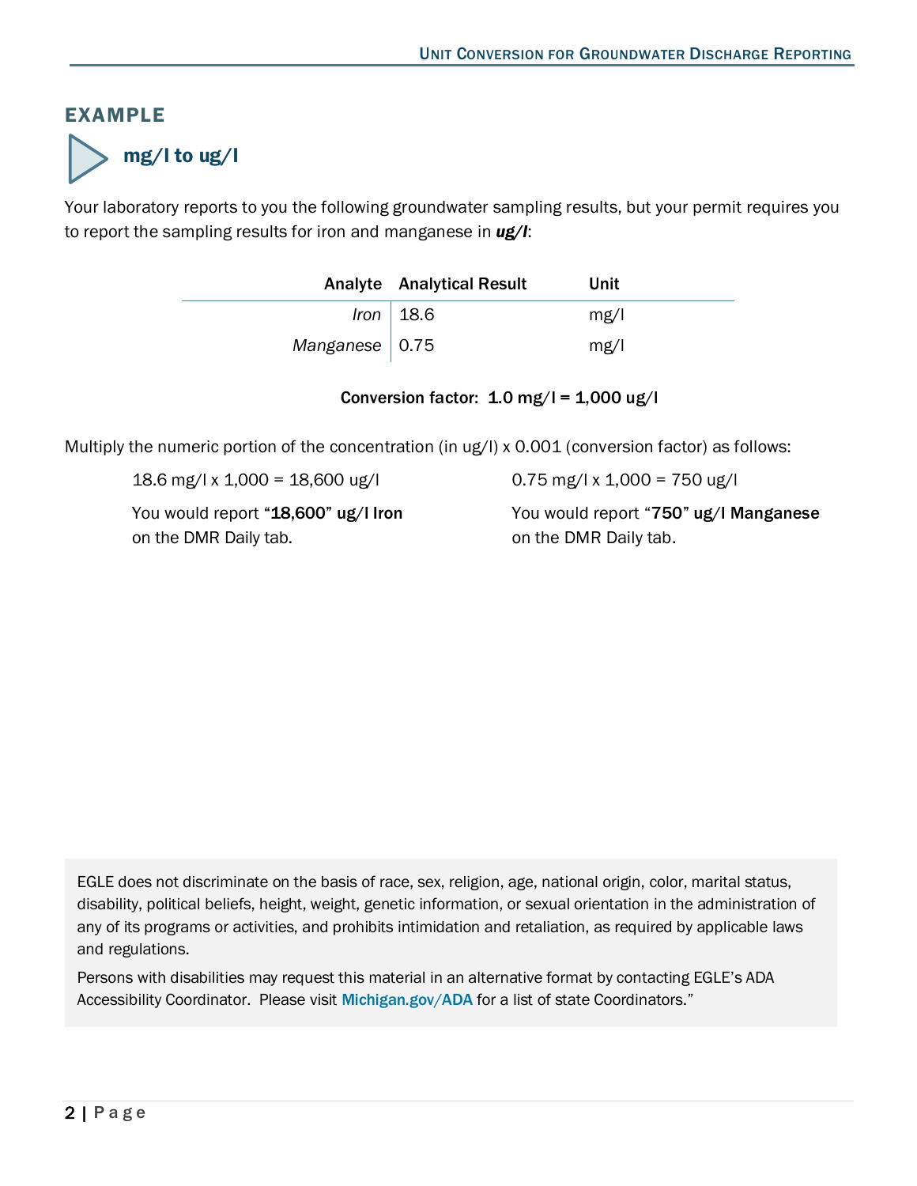## EXAMPLE

### mg/l to ug/l

Your laboratory reports to you the following groundwater sampling results, but your permit requires you to report the sampling results for iron and manganese in ***ug/l***:

| Analyte | Analytical Result | Unit |
|---|---|---|
| *Iron* | 18.6 | mg/l |
| *Manganese* | 0.75 | mg/l |

**Conversion factor: 1.0 mg/l = 1,000 ug/l**

Multiply the numeric portion of the concentration (in ug/l) x 0.001 (conversion factor) as follows:

18.6 mg/l x 1,000 = 18,600 ug/l

You would report "**18,600**" **ug/l Iron** on the DMR Daily tab.

0.75 mg/l x 1,000 = 750 ug/l

You would report "**750**" **ug/l Manganese** on the DMR Daily tab.

EGLE does not discriminate on the basis of race, sex, religion, age, national origin, color, marital status, disability, political beliefs, height, weight, genetic information, or sexual orientation in the administration of any of its programs or activities, and prohibits intimidation and retaliation, as required by applicable laws and regulations.

Persons with disabilities may request this material in an alternative format by contacting EGLE's ADA Accessibility Coordinator. Please visit Michigan.gov/ADA for a list of state Coordinators."